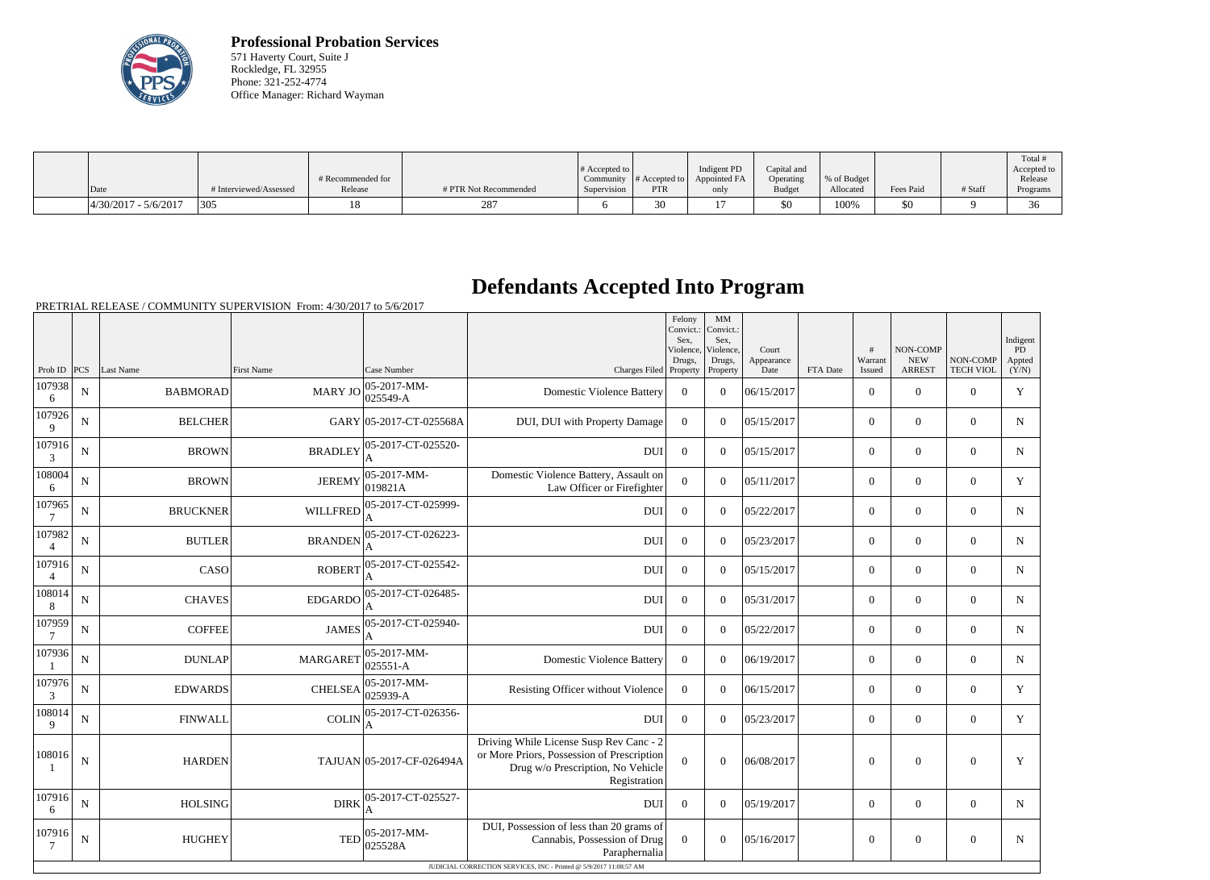**Professional Probation Services**
571 Haverty Court, Suite J
Rockledge, FL 32955
Phone: 321-252-4774
Office Manager: Richard Wayman

| Date | # Interviewed/Assessed | # Recommended for Release | # PTR Not Recommended | # Accepted to Community Supervision | # Accepted to PTR | Indigent PD Appointed FA only | Capital and Operating Budget | % of Budget Allocated | Fees Paid | # Staff | Total # Accepted to Release Programs |
|---|---|---|---|---|---|---|---|---|---|---|---|
| 4/30/2017 - 5/6/2017 | 305 | 18 | 287 | 6 | 30 | 17 | $0 | 100% | $0 | 9 | 36 |

# Defendants Accepted Into Program

PRETRIAL RELEASE / COMMUNITY SUPERVISION From: 4/30/2017 to 5/6/2017

| Prob ID | PCS | Last Name | First Name | Case Number | Charges Filed | Felony Convict.: Sex, Violence, Drugs, Property | MM Convict.: Sex, Violence, Drugs, Property | Court Appearance Date | FTA Date | # Warrant Issued | NON-COMP NEW ARREST | NON-COMP TECH VIOL | Indigent PD Appted (Y/N) |
|---|---|---|---|---|---|---|---|---|---|---|---|---|---|
| 1079386 | N | BABMORAD | MARY JO | 05-2017-MM-025549-A | Domestic Violence Battery | 0 | 0 | 06/15/2017 | | 0 | 0 | 0 | Y |
| 1079269 | N | BELCHER | GARY | 05-2017-CT-025568A | DUI, DUI with Property Damage | 0 | 0 | 05/15/2017 | | 0 | 0 | 0 | N |
| 1079163 | N | BROWN | BRADLEY | 05-2017-CT-025520-A | DUI | 0 | 0 | 05/15/2017 | | 0 | 0 | 0 | N |
| 1080046 | N | BROWN | JEREMY | 05-2017-MM-019821A | Domestic Violence Battery, Assault on Law Officer or Firefighter | 0 | 0 | 05/11/2017 | | 0 | 0 | 0 | Y |
| 1079657 | N | BRUCKNER | WILLFRED | 05-2017-CT-025999-A | DUI | 0 | 0 | 05/22/2017 | | 0 | 0 | 0 | N |
| 1079824 | N | BUTLER | BRANDEN | 05-2017-CT-026223-A | DUI | 0 | 0 | 05/23/2017 | | 0 | 0 | 0 | N |
| 1079164 | N | CASO | ROBERT | 05-2017-CT-025542-A | DUI | 0 | 0 | 05/15/2017 | | 0 | 0 | 0 | N |
| 1080148 | N | CHAVES | EDGARDO | 05-2017-CT-026485-A | DUI | 0 | 0 | 05/31/2017 | | 0 | 0 | 0 | N |
| 1079597 | N | COFFEE | JAMES | 05-2017-CT-025940-A | DUI | 0 | 0 | 05/22/2017 | | 0 | 0 | 0 | N |
| 1079361 | N | DUNLAP | MARGARET | 05-2017-MM-025551-A | Domestic Violence Battery | 0 | 0 | 06/19/2017 | | 0 | 0 | 0 | N |
| 1079763 | N | EDWARDS | CHELSEA | 05-2017-MM-025939-A | Resisting Officer without Violence | 0 | 0 | 06/15/2017 | | 0 | 0 | 0 | Y |
| 1080149 | N | FINWALL | COLIN | 05-2017-CT-026356-A | DUI | 0 | 0 | 05/23/2017 | | 0 | 0 | 0 | Y |
| 1080161 | N | HARDEN | TAJUAN | 05-2017-CF-026494A | Driving While License Susp Rev Canc - 2 or More Priors, Possession of Prescription Drug w/o Prescription, No Vehicle Registration | 0 | 0 | 06/08/2017 | | 0 | 0 | 0 | Y |
| 1079166 | N | HOLSING | DIRK | 05-2017-CT-025527-A | DUI | 0 | 0 | 05/19/2017 | | 0 | 0 | 0 | N |
| 1079167 | N | HUGHEY | TED | 05-2017-MM-025528A | DUI, Possession of less than 20 grams of Cannabis, Possession of Drug Paraphernalia | 0 | 0 | 05/16/2017 | | 0 | 0 | 0 | N |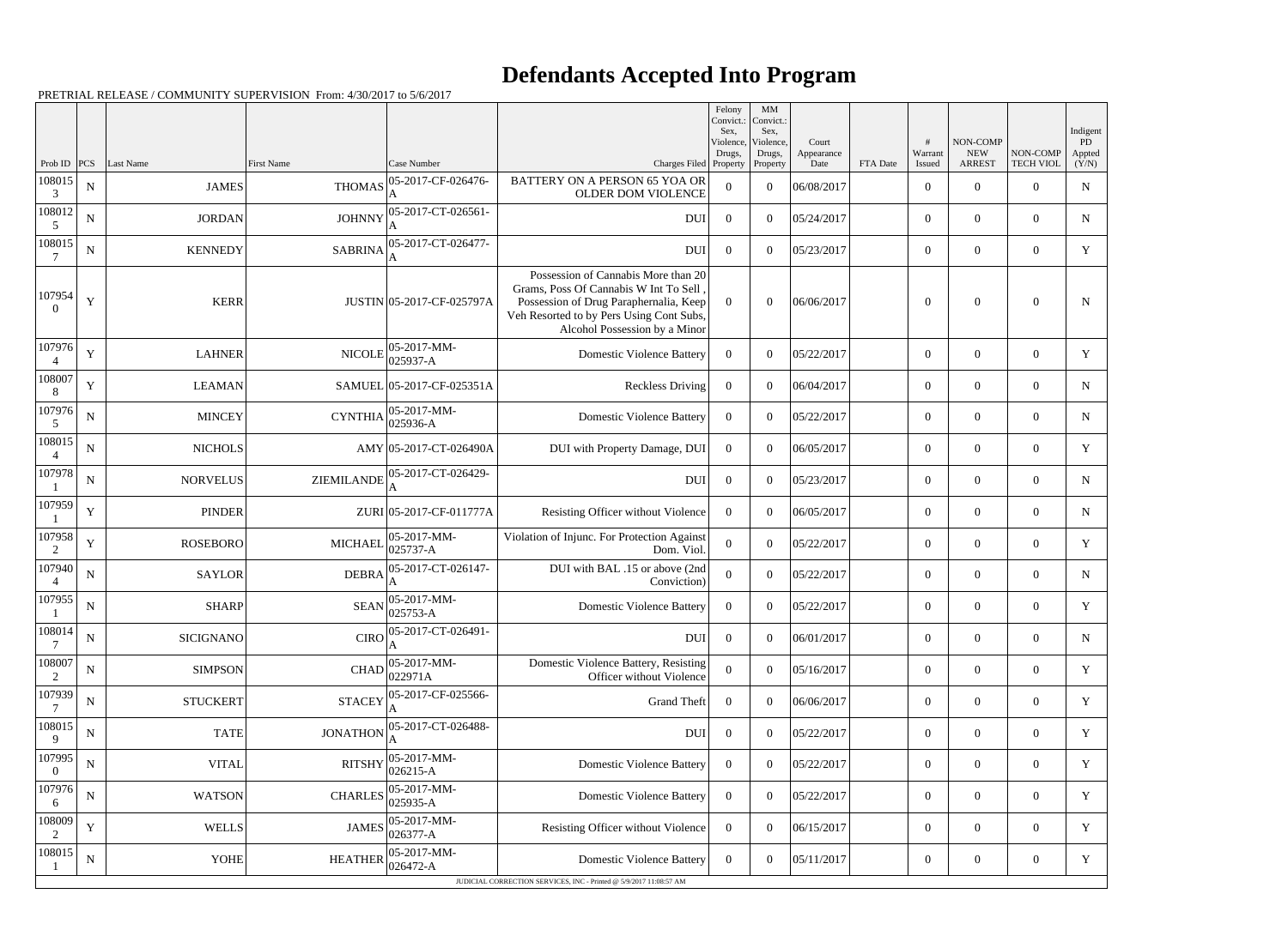# Defendants Accepted Into Program

PRETRIAL RELEASE / COMMUNITY SUPERVISION From: 4/30/2017 to 5/6/2017

| Prob ID | PCS | Last Name | First Name | Case Number | Charges Filed | Felony Convict.: Sex, Violence, Drugs, Property | MM Convict.: Sex, Violence, Drugs, Property | Court Appearance Date | FTA Date | # Warrant Issued | NON-COMP NEW ARREST | NON-COMP TECH VIOL | Indigent PD Appted (Y/N) |
|---|---|---|---|---|---|---|---|---|---|---|---|---|---|
| 1080153 | N | JAMES | THOMAS | 05-2017-CF-026476-A | BATTERY ON A PERSON 65 YOA OR OLDER DOM VIOLENCE | 0 | 0 | 06/08/2017 | | 0 | 0 | 0 | N |
| 1080125 | N | JORDAN | JOHNNY | 05-2017-CT-026561-A | DUI | 0 | 0 | 05/24/2017 | | 0 | 0 | 0 | N |
| 1080157 | N | KENNEDY | SABRINA | 05-2017-CT-026477-A | DUI | 0 | 0 | 05/23/2017 | | 0 | 0 | 0 | Y |
| 1079540 | Y | KERR | JUSTIN | 05-2017-CF-025797A | Possession of Cannabis More than 20 Grams, Poss Of Cannabis W Int To Sell , Possession of Drug Paraphernalia, Keep Veh Resorted to by Pers Using Cont Subs, Alcohol Possession by a Minor | 0 | 0 | 06/06/2017 | | 0 | 0 | 0 | N |
| 1079764 | Y | LAHNER | NICOLE | 05-2017-MM-025937-A | Domestic Violence Battery | 0 | 0 | 05/22/2017 | | 0 | 0 | 0 | Y |
| 1080078 | Y | LEAMAN | SAMUEL | 05-2017-CF-025351A | Reckless Driving | 0 | 0 | 06/04/2017 | | 0 | 0 | 0 | N |
| 1079765 | N | MINCEY | CYNTHIA | 05-2017-MM-025936-A | Domestic Violence Battery | 0 | 0 | 05/22/2017 | | 0 | 0 | 0 | N |
| 1080154 | N | NICHOLS | AMY | 05-2017-CT-026490A | DUI with Property Damage, DUI | 0 | 0 | 06/05/2017 | | 0 | 0 | 0 | Y |
| 1079781 | N | NORVELUS | ZIEMILANDE | 05-2017-CT-026429-A | DUI | 0 | 0 | 05/23/2017 | | 0 | 0 | 0 | N |
| 1079591 | Y | PINDER | ZURI | 05-2017-CF-011777A | Resisting Officer without Violence | 0 | 0 | 06/05/2017 | | 0 | 0 | 0 | N |
| 1079582 | Y | ROSEBORO | MICHAEL | 05-2017-MM-025737-A | Violation of Injunc. For Protection Against Dom. Viol. | 0 | 0 | 05/22/2017 | | 0 | 0 | 0 | Y |
| 1079404 | N | SAYLOR | DEBRA | 05-2017-CT-026147-A | DUI with BAL .15 or above (2nd Conviction) | 0 | 0 | 05/22/2017 | | 0 | 0 | 0 | N |
| 1079551 | N | SHARP | SEAN | 05-2017-MM-025753-A | Domestic Violence Battery | 0 | 0 | 05/22/2017 | | 0 | 0 | 0 | Y |
| 1080147 | N | SICIGNANO | CIRO | 05-2017-CT-026491-A | DUI | 0 | 0 | 06/01/2017 | | 0 | 0 | 0 | N |
| 1080072 | N | SIMPSON | CHAD | 05-2017-MM-022971A | Domestic Violence Battery, Resisting Officer without Violence | 0 | 0 | 05/16/2017 | | 0 | 0 | 0 | Y |
| 1079397 | N | STUCKERT | STACEY | 05-2017-CF-025566-A | Grand Theft | 0 | 0 | 06/06/2017 | | 0 | 0 | 0 | Y |
| 1080159 | N | TATE | JONATHON | 05-2017-CT-026488-A | DUI | 0 | 0 | 05/22/2017 | | 0 | 0 | 0 | Y |
| 1079950 | N | VITAL | RITSHY | 05-2017-MM-026215-A | Domestic Violence Battery | 0 | 0 | 05/22/2017 | | 0 | 0 | 0 | Y |
| 1079766 | N | WATSON | CHARLES | 05-2017-MM-025935-A | Domestic Violence Battery | 0 | 0 | 05/22/2017 | | 0 | 0 | 0 | Y |
| 1080092 | Y | WELLS | JAMES | 05-2017-MM-026377-A | Resisting Officer without Violence | 0 | 0 | 06/15/2017 | | 0 | 0 | 0 | Y |
| 1080151 | N | YOHE | HEATHER | 05-2017-MM-026472-A | Domestic Violence Battery | 0 | 0 | 05/11/2017 | | 0 | 0 | 0 | Y |

JUDICIAL CORRECTION SERVICES, INC - Printed @ 5/9/2017 11:08:57 AM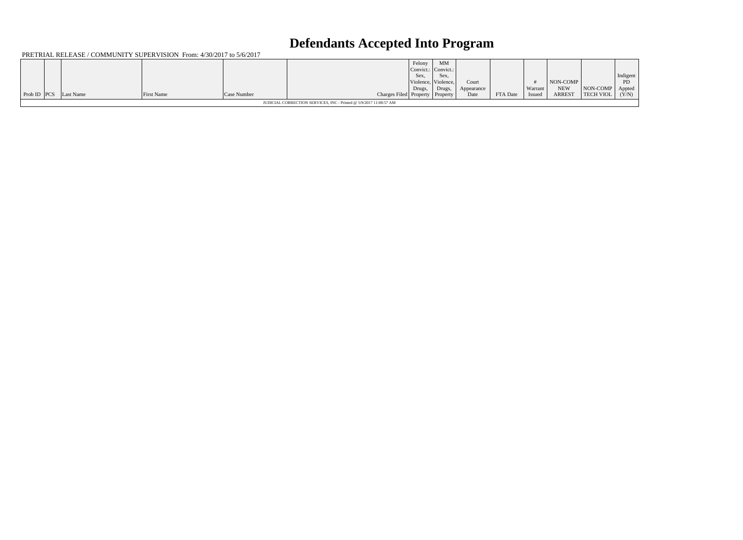# Defendants Accepted Into Program

PRETRIAL RELEASE / COMMUNITY SUPERVISION From: 4/30/2017 to 5/6/2017

| Prob ID | PCS | Last Name | First Name | Case Number | Charges Filed | Felony Convict.: Sex, Violence, Drugs, Property | MM Convict.: Sex, Violence, Drugs, Property | Court Appearance Date | FTA Date | # Warrant Issued | NON-COMP NEW ARREST | NON-COMP TECH VIOL | Indigent PD Appted (Y/N) |
|---|---|---|---|---|---|---|---|---|---|---|---|---|---|

JUDICIAL CORRECTION SERVICES, INC - Printed @ 5/9/2017 11:08:57 AM